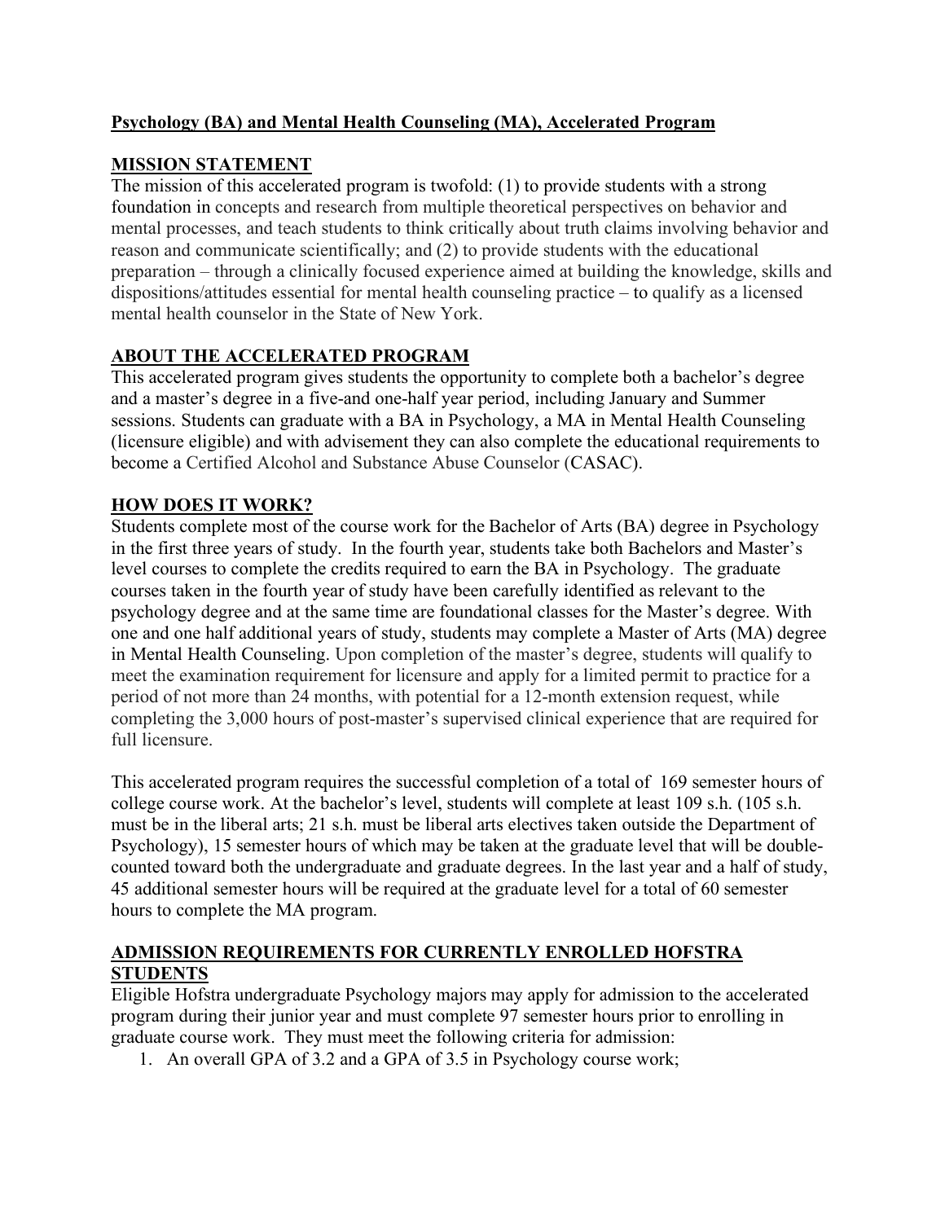# Psychology (BA) and Mental Health Counseling (MA), Accelerated Program

## MISSION STATEMENT

The mission of this accelerated program is twofold: (1) to provide students with a strong foundation in concepts and research from multiple theoretical perspectives on behavior and mental processes, and teach students to think critically about truth claims involving behavior and reason and communicate scientifically; and (2) to provide students with the educational preparation – through a clinically focused experience aimed at building the knowledge, skills and dispositions/attitudes essential for mental health counseling practice – to qualify as a licensed mental health counselor in the State of New York.

## ABOUT THE ACCELERATED PROGRAM

This accelerated program gives students the opportunity to complete both a bachelor's degree and a master's degree in a five-and one-half year period, including January and Summer sessions. Students can graduate with a BA in Psychology, a MA in Mental Health Counseling (licensure eligible) and with advisement they can also complete the educational requirements to become a Certified Alcohol and Substance Abuse Counselor (CASAC).

## HOW DOES IT WORK?

Students complete most of the course work for the Bachelor of Arts (BA) degree in Psychology in the first three years of study. In the fourth year, students take both Bachelors and Master's level courses to complete the credits required to earn the BA in Psychology. The graduate courses taken in the fourth year of study have been carefully identified as relevant to the psychology degree and at the same time are foundational classes for the Master's degree. With one and one half additional years of study, students may complete a Master of Arts (MA) degree in Mental Health Counseling. Upon completion of the master's degree, students will qualify to meet the examination requirement for licensure and apply for a limited permit to practice for a period of not more than 24 months, with potential for a 12-month extension request, while completing the 3,000 hours of post-master's supervised clinical experience that are required for full licensure.

This accelerated program requires the successful completion of a total of 169 semester hours of college course work. At the bachelor's level, students will complete at least 109 s.h. (105 s.h. must be in the liberal arts; 21 s.h. must be liberal arts electives taken outside the Department of Psychology), 15 semester hours of which may be taken at the graduate level that will be double-counted toward both the undergraduate and graduate degrees. In the last year and a half of study, 45 additional semester hours will be required at the graduate level for a total of 60 semester hours to complete the MA program.

## ADMISSION REQUIREMENTS FOR CURRENTLY ENROLLED HOFSTRA STUDENTS

Eligible Hofstra undergraduate Psychology majors may apply for admission to the accelerated program during their junior year and must complete 97 semester hours prior to enrolling in graduate course work. They must meet the following criteria for admission:

1. An overall GPA of 3.2 and a GPA of 3.5 in Psychology course work;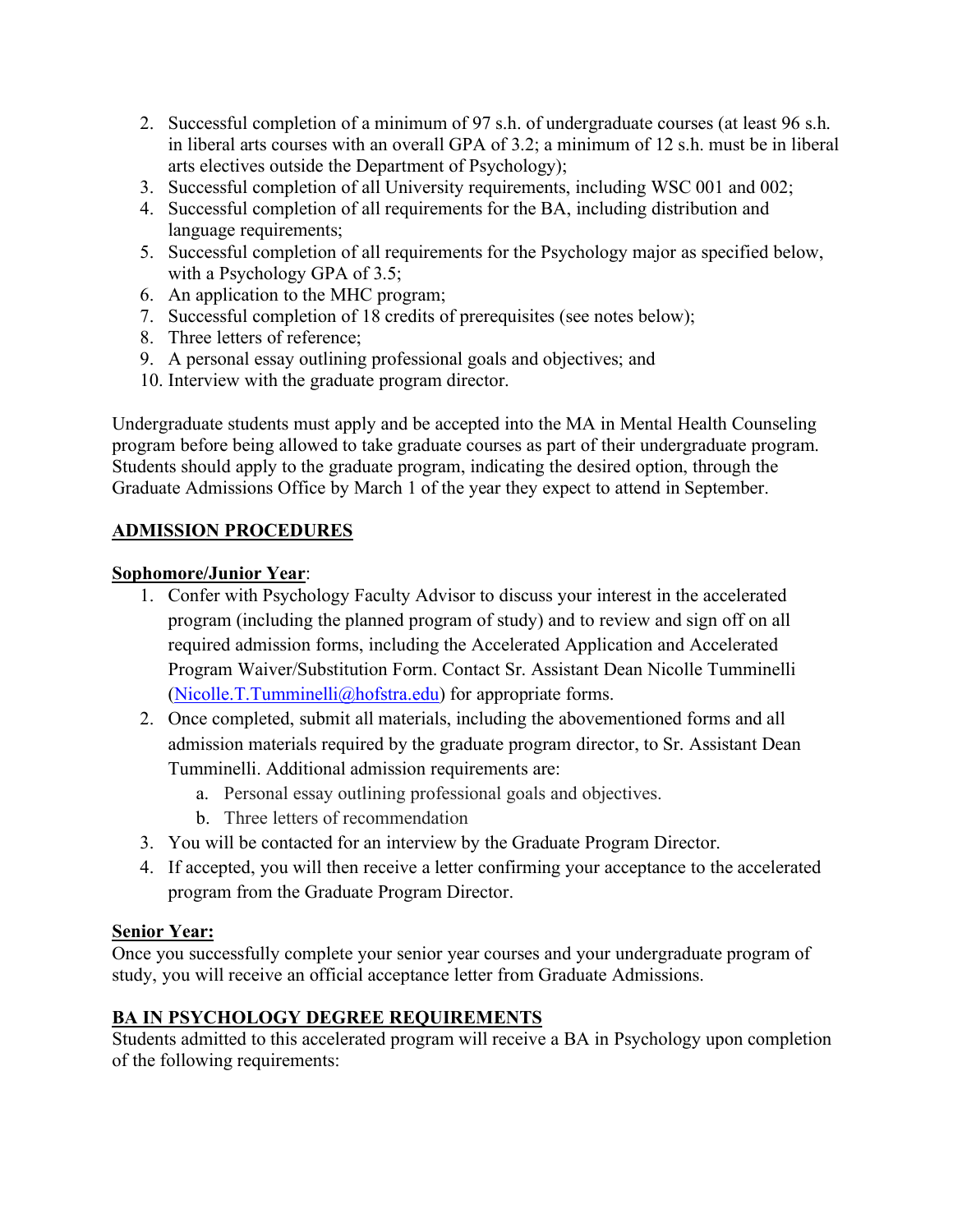2. Successful completion of a minimum of 97 s.h. of undergraduate courses (at least 96 s.h. in liberal arts courses with an overall GPA of 3.2; a minimum of 12 s.h. must be in liberal arts electives outside the Department of Psychology);
3. Successful completion of all University requirements, including WSC 001 and 002;
4. Successful completion of all requirements for the BA, including distribution and language requirements;
5. Successful completion of all requirements for the Psychology major as specified below, with a Psychology GPA of 3.5;
6. An application to the MHC program;
7. Successful completion of 18 credits of prerequisites (see notes below);
8. Three letters of reference;
9. A personal essay outlining professional goals and objectives; and
10. Interview with the graduate program director.

Undergraduate students must apply and be accepted into the MA in Mental Health Counseling program before being allowed to take graduate courses as part of their undergraduate program. Students should apply to the graduate program, indicating the desired option, through the Graduate Admissions Office by March 1 of the year they expect to attend in September.

## ADMISSION PROCEDURES

**Sophomore/Junior Year**:

1. Confer with Psychology Faculty Advisor to discuss your interest in the accelerated program (including the planned program of study) and to review and sign off on all required admission forms, including the Accelerated Application and Accelerated Program Waiver/Substitution Form. Contact Sr. Assistant Dean Nicolle Tumminelli (Nicolle.T.Tumminelli@hofstra.edu) for appropriate forms.
2. Once completed, submit all materials, including the abovementioned forms and all admission materials required by the graduate program director, to Sr. Assistant Dean Tumminelli. Additional admission requirements are:
   a. Personal essay outlining professional goals and objectives.
   b. Three letters of recommendation
3. You will be contacted for an interview by the Graduate Program Director.
4. If accepted, you will then receive a letter confirming your acceptance to the accelerated program from the Graduate Program Director.

**Senior Year:**

Once you successfully complete your senior year courses and your undergraduate program of study, you will receive an official acceptance letter from Graduate Admissions.

## BA IN PSYCHOLOGY DEGREE REQUIREMENTS

Students admitted to this accelerated program will receive a BA in Psychology upon completion of the following requirements: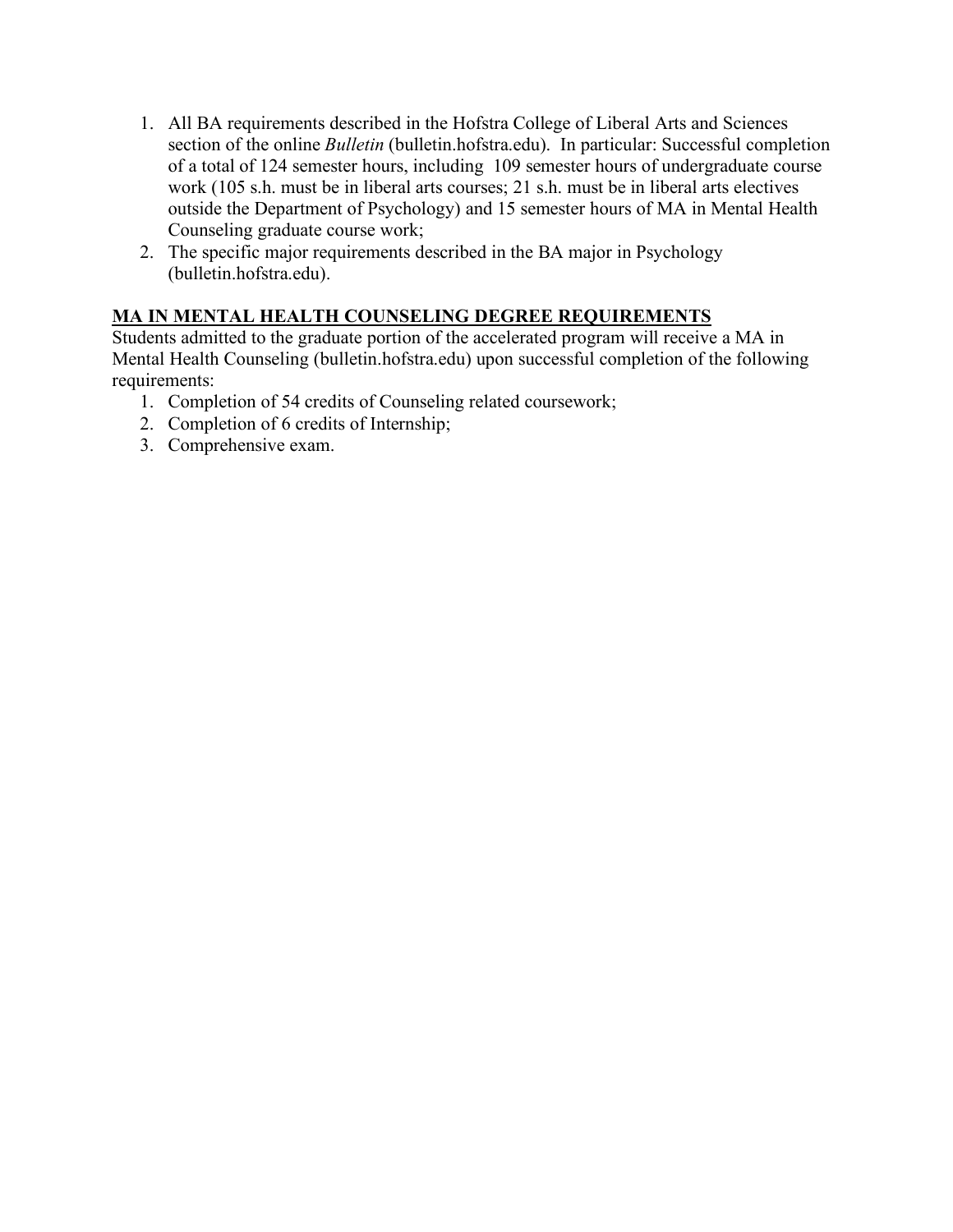1. All BA requirements described in the Hofstra College of Liberal Arts and Sciences section of the online *Bulletin* (bulletin.hofstra.edu). In particular: Successful completion of a total of 124 semester hours, including 109 semester hours of undergraduate course work (105 s.h. must be in liberal arts courses; 21 s.h. must be in liberal arts electives outside the Department of Psychology) and 15 semester hours of MA in Mental Health Counseling graduate course work;
2. The specific major requirements described in the BA major in Psychology (bulletin.hofstra.edu).

## MA IN MENTAL HEALTH COUNSELING DEGREE REQUIREMENTS

Students admitted to the graduate portion of the accelerated program will receive a MA in Mental Health Counseling (bulletin.hofstra.edu) upon successful completion of the following requirements:

1. Completion of 54 credits of Counseling related coursework;
2. Completion of 6 credits of Internship;
3. Comprehensive exam.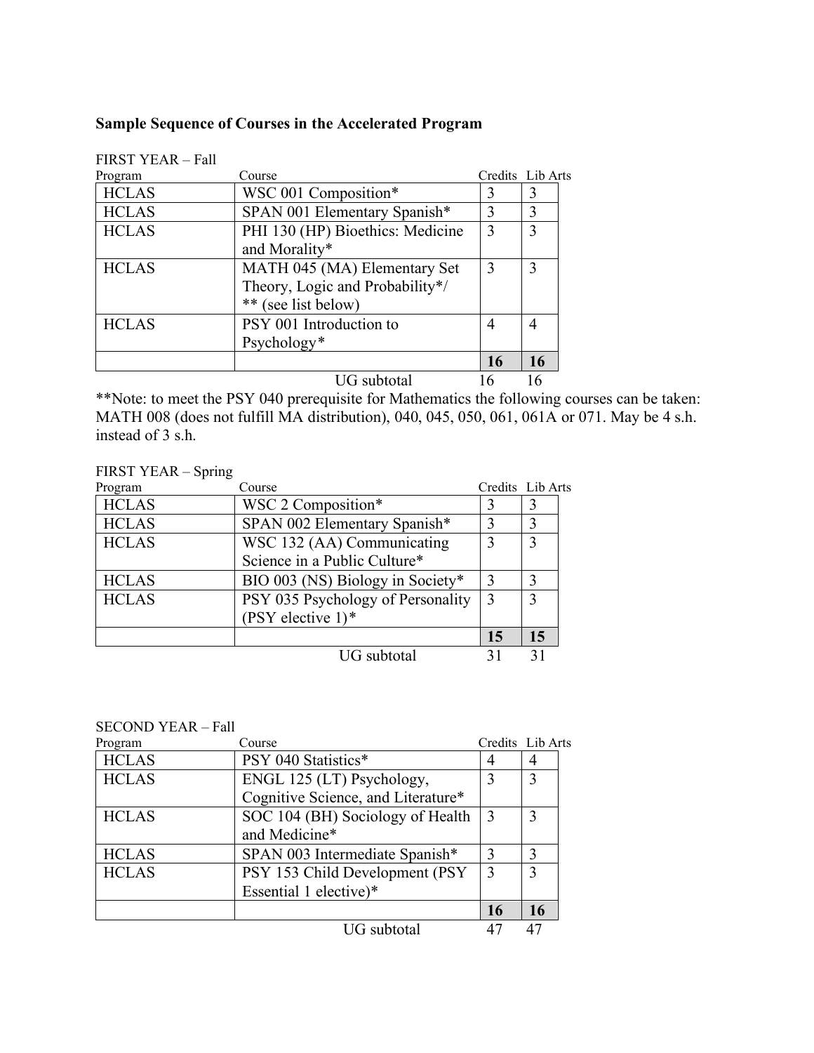**Sample Sequence of Courses in the Accelerated Program**

FIRST YEAR – Fall

| Program | Course | Credits | Lib Arts |
|---|---|---|---|
| HCLAS | WSC 001 Composition* | 3 | 3 |
| HCLAS | SPAN 001 Elementary Spanish* | 3 | 3 |
| HCLAS | PHI 130 (HP) Bioethics: Medicine and Morality* | 3 | 3 |
| HCLAS | MATH 045 (MA) Elementary Set Theory, Logic and Probability*/ ** (see list below) | 3 | 3 |
| HCLAS | PSY 001 Introduction to Psychology* | 4 | 4 |
| | | **16** | **16** |
| | UG subtotal | 16 | 16 |

**Note: to meet the PSY 040 prerequisite for Mathematics the following courses can be taken: MATH 008 (does not fulfill MA distribution), 040, 045, 050, 061, 061A or 071. May be 4 s.h. instead of 3 s.h.

FIRST YEAR – Spring

| Program | Course | Credits | Lib Arts |
|---|---|---|---|
| HCLAS | WSC 2 Composition* | 3 | 3 |
| HCLAS | SPAN 002 Elementary Spanish* | 3 | 3 |
| HCLAS | WSC 132 (AA) Communicating Science in a Public Culture* | 3 | 3 |
| HCLAS | BIO 003 (NS) Biology in Society* | 3 | 3 |
| HCLAS | PSY 035 Psychology of Personality (PSY elective 1)* | 3 | 3 |
| | | **15** | **15** |
| | UG subtotal | 31 | 31 |

SECOND YEAR – Fall

| Program | Course | Credits | Lib Arts |
|---|---|---|---|
| HCLAS | PSY 040 Statistics* | 4 | 4 |
| HCLAS | ENGL 125 (LT) Psychology, Cognitive Science, and Literature* | 3 | 3 |
| HCLAS | SOC 104 (BH) Sociology of Health and Medicine* | 3 | 3 |
| HCLAS | SPAN 003 Intermediate Spanish* | 3 | 3 |
| HCLAS | PSY 153 Child Development (PSY Essential 1 elective)* | 3 | 3 |
| | | **16** | **16** |
| | UG subtotal | 47 | 47 |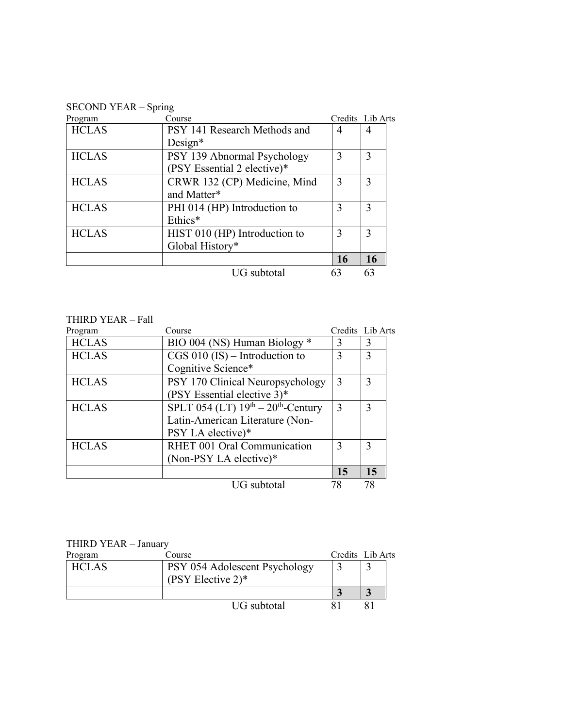SECOND YEAR – Spring

| Program | Course | Credits | Lib Arts |
|---|---|---|---|
| HCLAS | PSY 141 Research Methods and Design* | 4 | 4 |
| HCLAS | PSY 139 Abnormal Psychology (PSY Essential 2 elective)* | 3 | 3 |
| HCLAS | CRWR 132 (CP) Medicine, Mind and Matter* | 3 | 3 |
| HCLAS | PHI 014 (HP) Introduction to Ethics* | 3 | 3 |
| HCLAS | HIST 010 (HP) Introduction to Global History* | 3 | 3 |
| | | **16** | **16** |
| | UG subtotal | 63 | 63 |

THIRD YEAR – Fall

| Program | Course | Credits | Lib Arts |
|---|---|---|---|
| HCLAS | BIO 004 (NS) Human Biology * | 3 | 3 |
| HCLAS | CGS 010 (IS) – Introduction to Cognitive Science* | 3 | 3 |
| HCLAS | PSY 170 Clinical Neuropsychology (PSY Essential elective 3)* | 3 | 3 |
| HCLAS | SPLT 054 (LT) $19^{th}$ – $20^{th}$-Century Latin-American Literature (Non-PSY LA elective)* | 3 | 3 |
| HCLAS | RHET 001 Oral Communication (Non-PSY LA elective)* | 3 | 3 |
| | | **15** | **15** |
| | UG subtotal | 78 | 78 |

THIRD YEAR – January

| Program | Course | Credits | Lib Arts |
|---|---|---|---|
| HCLAS | PSY 054 Adolescent Psychology (PSY Elective 2)* | 3 | 3 |
| | | **3** | **3** |
| | UG subtotal | 81 | 81 |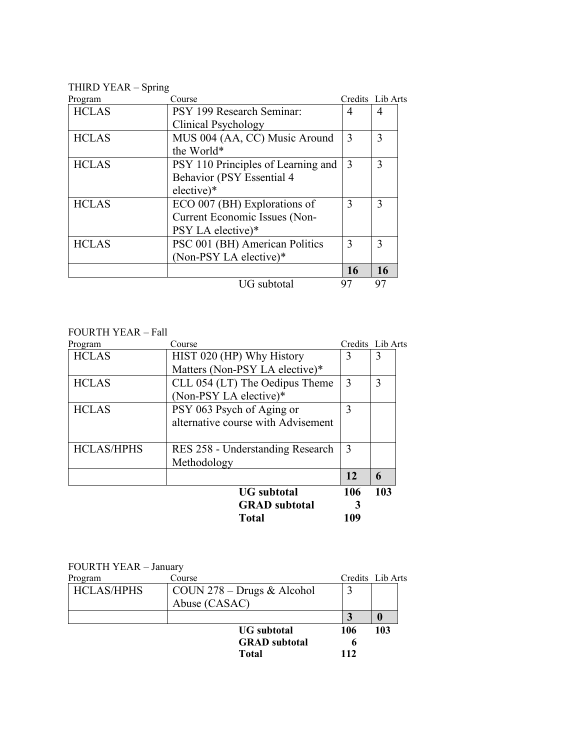THIRD YEAR – Spring

| Program | Course | Credits | Lib Arts |
|---|---|---|---|
| HCLAS | PSY 199 Research Seminar: Clinical Psychology | 4 | 4 |
| HCLAS | MUS 004 (AA, CC) Music Around the World* | 3 | 3 |
| HCLAS | PSY 110 Principles of Learning and Behavior (PSY Essential 4 elective)* | 3 | 3 |
| HCLAS | ECO 007 (BH) Explorations of Current Economic Issues (Non-PSY LA elective)* | 3 | 3 |
| HCLAS | PSC 001 (BH) American Politics (Non-PSY LA elective)* | 3 | 3 |
| | | **16** | **16** |
| | UG subtotal | 97 | 97 |

FOURTH YEAR – Fall

| Program | Course | Credits | Lib Arts |
|---|---|---|---|
| HCLAS | HIST 020 (HP) Why History Matters (Non-PSY LA elective)* | 3 | 3 |
| HCLAS | CLL 054 (LT) The Oedipus Theme (Non-PSY LA elective)* | 3 | 3 |
| HCLAS | PSY 063 Psych of Aging or alternative course with Advisement | 3 | |
| HCLAS/HPHS | RES 258 - Understanding Research Methodology | 3 | |
| | | **12** | **6** |
| | **UG subtotal** | **106** | **103** |
| | **GRAD subtotal** | **3** | |
| | **Total** | **109** | |

FOURTH YEAR – January

| Program | Course | Credits | Lib Arts |
|---|---|---|---|
| HCLAS/HPHS | COUN 278 – Drugs & Alcohol Abuse (CASAC) | 3 | |
| | | **3** | **0** |
| | **UG subtotal** | **106** | **103** |
| | **GRAD subtotal** | **6** | |
| | **Total** | **112** | |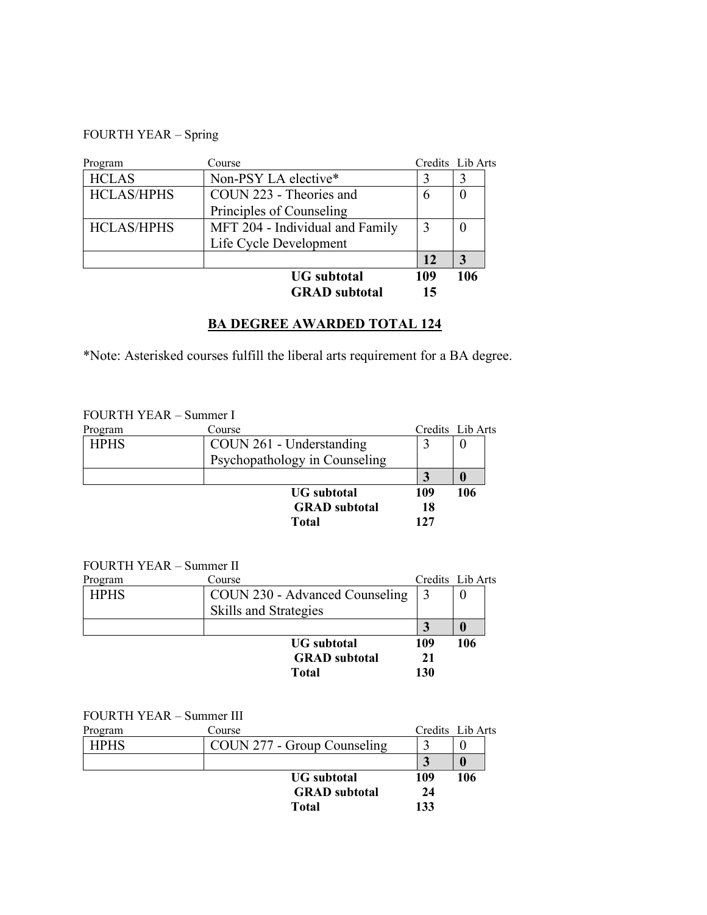FOURTH YEAR – Spring

| Program | Course | Credits | Lib Arts |
|---|---|---|---|
| HCLAS | Non-PSY LA elective* | 3 | 3 |
| HCLAS/HPHS | COUN 223 - Theories and Principles of Counseling | 6 | 0 |
| HCLAS/HPHS | MFT 204 - Individual and Family Life Cycle Development | 3 | 0 |
| | | **12** | **3** |
| | **UG subtotal** | **109** | **106** |
| | **GRAD subtotal** | **15** | |

**BA DEGREE AWARDED TOTAL 124**

*Note: Asterisked courses fulfill the liberal arts requirement for a BA degree.

FOURTH YEAR – Summer I

| Program | Course | Credits | Lib Arts |
|---|---|---|---|
| HPHS | COUN 261 - Understanding Psychopathology in Counseling | 3 | 0 |
| | | **3** | **0** |
| | **UG subtotal** | **109** | **106** |
| | **GRAD subtotal** | **18** | |
| | **Total** | **127** | |

FOURTH YEAR – Summer II

| Program | Course | Credits | Lib Arts |
|---|---|---|---|
| HPHS | COUN 230 - Advanced Counseling Skills and Strategies | 3 | 0 |
| | | **3** | **0** |
| | **UG subtotal** | **109** | **106** |
| | **GRAD subtotal** | **21** | |
| | **Total** | **130** | |

FOURTH YEAR – Summer III

| Program | Course | Credits | Lib Arts |
|---|---|---|---|
| HPHS | COUN 277 - Group Counseling | 3 | 0 |
| | | **3** | **0** |
| | **UG subtotal** | **109** | **106** |
| | **GRAD subtotal** | **24** | |
| | **Total** | **133** | |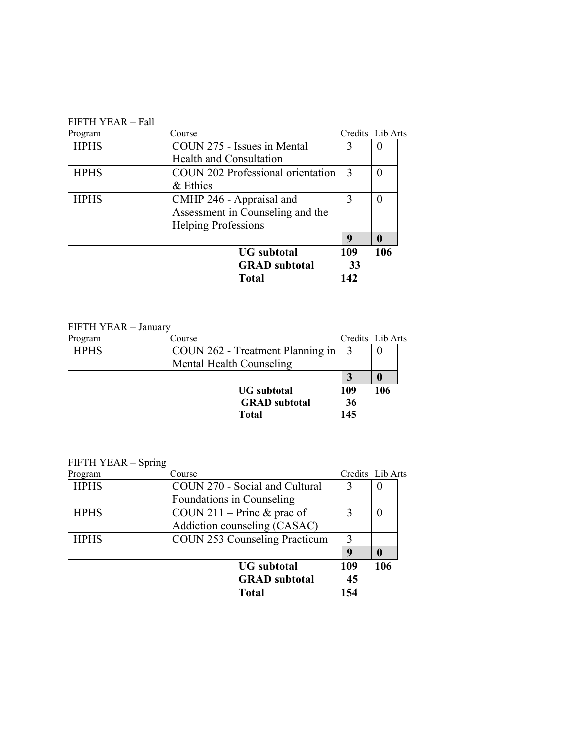FIFTH YEAR – Fall

| Program | Course | Credits | Lib Arts |
|---|---|---|---|
| HPHS | COUN 275 - Issues in Mental Health and Consultation | 3 | 0 |
| HPHS | COUN 202 Professional orientation & Ethics | 3 | 0 |
| HPHS | CMHP 246 - Appraisal and Assessment in Counseling and the Helping Professions | 3 | 0 |
| | | **9** | **0** |
| | **UG subtotal** | **109** | **106** |
| | **GRAD subtotal** | **33** | |
| | **Total** | **142** | |

FIFTH YEAR – January

| Program | Course | Credits | Lib Arts |
|---|---|---|---|
| HPHS | COUN 262 - Treatment Planning in Mental Health Counseling | 3 | 0 |
| | | **3** | **0** |
| | **UG subtotal** | **109** | **106** |
| | **GRAD subtotal** | **36** | |
| | **Total** | **145** | |

FIFTH YEAR – Spring

| Program | Course | Credits | Lib Arts |
|---|---|---|---|
| HPHS | COUN 270 - Social and Cultural Foundations in Counseling | 3 | 0 |
| HPHS | COUN 211 – Princ & prac of Addiction counseling (CASAC) | 3 | 0 |
| HPHS | COUN 253 Counseling Practicum | 3 | |
| | | **9** | **0** |
| | **UG subtotal** | **109** | **106** |
| | **GRAD subtotal** | **45** | |
| | **Total** | **154** | |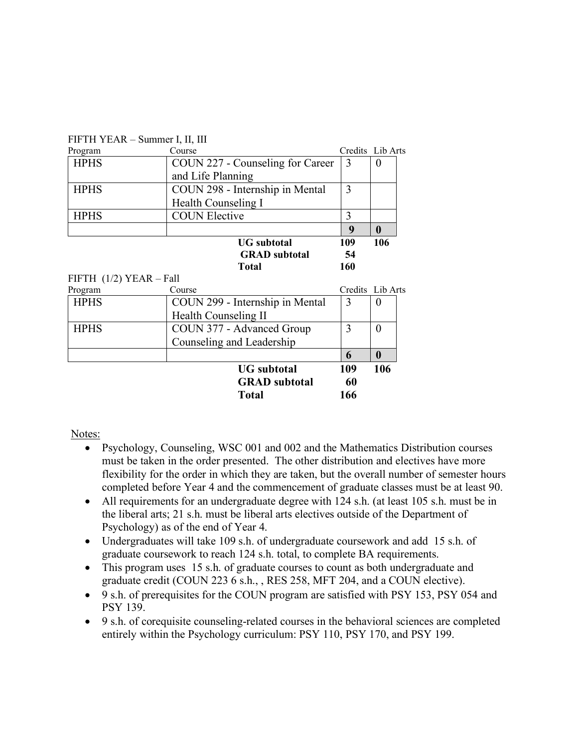FIFTH YEAR – Summer I, II, III

| Program | Course | Credits | Lib Arts |
|---|---|---|---|
| HPHS | COUN 227 - Counseling for Career and Life Planning | 3 | 0 |
| HPHS | COUN 298 - Internship in Mental Health Counseling I | 3 | |
| HPHS | COUN Elective | 3 | |
| | | **9** | **0** |
| | **UG subtotal** | **109** | **106** |
| | **GRAD subtotal** | **54** | |
| | **Total** | **160** | |

FIFTH (1/2) YEAR – Fall

| Program | Course | Credits | Lib Arts |
|---|---|---|---|
| HPHS | COUN 299 - Internship in Mental Health Counseling II | 3 | 0 |
| HPHS | COUN 377 - Advanced Group Counseling and Leadership | 3 | 0 |
| | | **6** | **0** |
| | **UG subtotal** | **109** | **106** |
| | **GRAD subtotal** | **60** | |
| | **Total** | **166** | |

Notes:

- Psychology, Counseling, WSC 001 and 002 and the Mathematics Distribution courses must be taken in the order presented. The other distribution and electives have more flexibility for the order in which they are taken, but the overall number of semester hours completed before Year 4 and the commencement of graduate classes must be at least 90.
- All requirements for an undergraduate degree with 124 s.h. (at least 105 s.h. must be in the liberal arts; 21 s.h. must be liberal arts electives outside of the Department of Psychology) as of the end of Year 4.
- Undergraduates will take 109 s.h. of undergraduate coursework and add 15 s.h. of graduate coursework to reach 124 s.h. total, to complete BA requirements.
- This program uses 15 s.h. of graduate courses to count as both undergraduate and graduate credit (COUN 223 6 s.h., , RES 258, MFT 204, and a COUN elective).
- 9 s.h. of prerequisites for the COUN program are satisfied with PSY 153, PSY 054 and PSY 139.
- 9 s.h. of corequisite counseling-related courses in the behavioral sciences are completed entirely within the Psychology curriculum: PSY 110, PSY 170, and PSY 199.